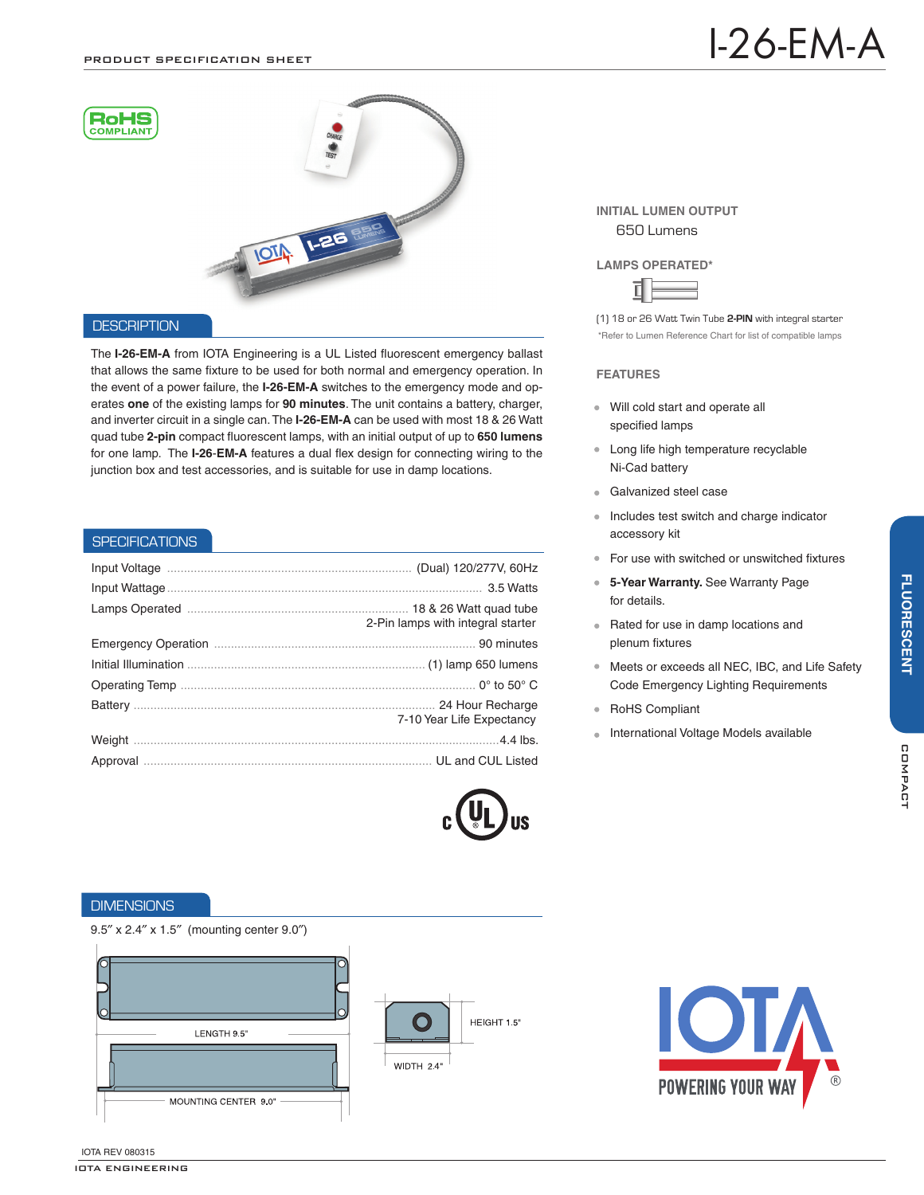PRODUCT SPECIFICATION SHEET

# I-26-EM-A

RoHS COMPLIANT

## DESCRIPTION

The **I-26-EM-A** from IOTA Engineering is a UL Listed fluorescent emergency ballast that allows the same fixture to be used for both normal and emergency operation. In the event of a power failure, the **I-26-EM-A** switches to the emergency mode and operates **one** of the existing lamps for **90 minutes**. The unit contains a battery, charger, and inverter circuit in a single can. The **I-26-EM-A** can be used with most 18 & 26 Watt quad tube **2-pin** compact fluorescent lamps, with an initial output of up to **650 lumens** for one lamp. The **I-26-EM-A** features a dual flex design for connecting wiring to the junction box and test accessories, and is suitable for use in damp locations.

## SPECIFICATIONS

| | |
|---|---|
| Input Voltage | (Dual) 120/277V, 60Hz |
| Input Wattage | 3.5 Watts |
| Lamps Operated | 18 & 26 Watt quad tube 2-Pin lamps with integral starter |
| Emergency Operation | 90 minutes |
| Initial Illumination | (1) lamp 650 lumens |
| Operating Temp | 0° to 50° C |
| Battery | 24 Hour Recharge 7-10 Year Life Expectancy |
| Weight | 4.4 lbs. |
| Approval | UL and CUL Listed |

## DIMENSIONS

9.5″ x 2.4″ x 1.5″ (mounting center 9.0″)

LENGTH 9.5"

MOUNTING CENTER 9.0"

HEIGHT 1.5"

WIDTH 2.4"

## INITIAL LUMEN OUTPUT

650 Lumens

## LAMPS OPERATED*

(1) 18 or 26 Watt Twin Tube **2-PIN** with integral starter

*Refer to Lumen Reference Chart for list of compatible lamps

## FEATURES

- Will cold start and operate all specified lamps
- Long life high temperature recyclable Ni-Cad battery
- Galvanized steel case
- Includes test switch and charge indicator accessory kit
- For use with switched or unswitched fixtures
- **5-Year Warranty.** See Warranty Page for details.
- Rated for use in damp locations and plenum fixtures
- Meets or exceeds all NEC, IBC, and Life Safety Code Emergency Lighting Requirements
- RoHS Compliant
- International Voltage Models available

FLUORESCENT

COMPACT

IOTA POWERING YOUR WAY®

IOTA REV 080315

IOTA ENGINEERING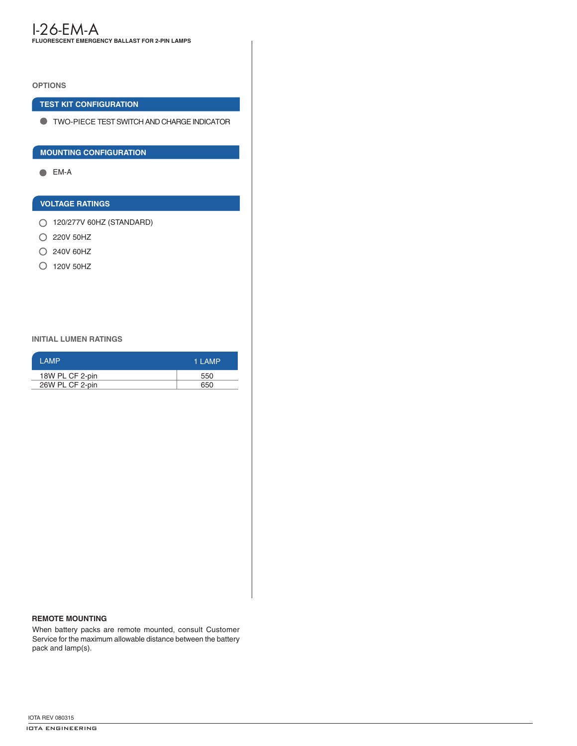# I-26-EM-A

**FLUORESCENT EMERGENCY BALLAST FOR 2-PIN LAMPS**

## OPTIONS

### TEST KIT CONFIGURATION

- ● TWO-PIECE TEST SWITCH AND CHARGE INDICATOR

### MOUNTING CONFIGURATION

- ● EM-A

### VOLTAGE RATINGS

- ○ 120/277V 60HZ (STANDARD)
- ○ 220V 50HZ
- ○ 240V 60HZ
- ○ 120V 50HZ

## INITIAL LUMEN RATINGS

| LAMP | 1 LAMP |
|---|---|
| 18W PL CF 2-pin | 550 |
| 26W PL CF 2-pin | 650 |

**REMOTE MOUNTING**

When battery packs are remote mounted, consult Customer Service for the maximum allowable distance between the battery pack and lamp(s).

IOTA REV 080315